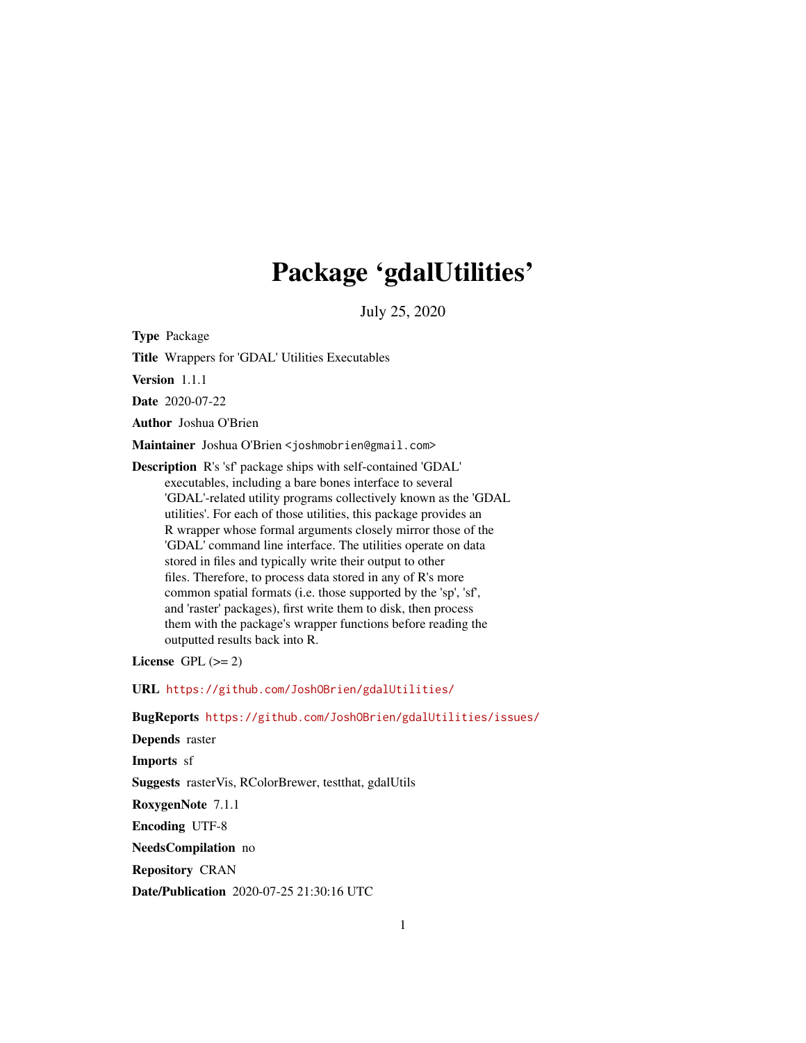# Package 'gdalUtilities'

July 25, 2020

**Type** Package

**Title** Wrappers for 'GDAL' Utilities Executables

**Version** 1.1.1

**Date** 2020-07-22

**Author** Joshua O'Brien

**Maintainer** Joshua O'Brien <joshmobrien@gmail.com>

**Description** R's 'sf' package ships with self-contained 'GDAL' executables, including a bare bones interface to several 'GDAL'-related utility programs collectively known as the 'GDAL utilities'. For each of those utilities, this package provides an R wrapper whose formal arguments closely mirror those of the 'GDAL' command line interface. The utilities operate on data stored in files and typically write their output to other files. Therefore, to process data stored in any of R's more common spatial formats (i.e. those supported by the 'sp', 'sf', and 'raster' packages), first write them to disk, then process them with the package's wrapper functions before reading the outputted results back into R.

**License** GPL (>= 2)

**URL** https://github.com/JoshOBrien/gdalUtilities/

**BugReports** https://github.com/JoshOBrien/gdalUtilities/issues/

**Depends** raster

**Imports** sf

**Suggests** rasterVis, RColorBrewer, testthat, gdalUtils

**RoxygenNote** 7.1.1

**Encoding** UTF-8

**NeedsCompilation** no

**Repository** CRAN

**Date/Publication** 2020-07-25 21:30:16 UTC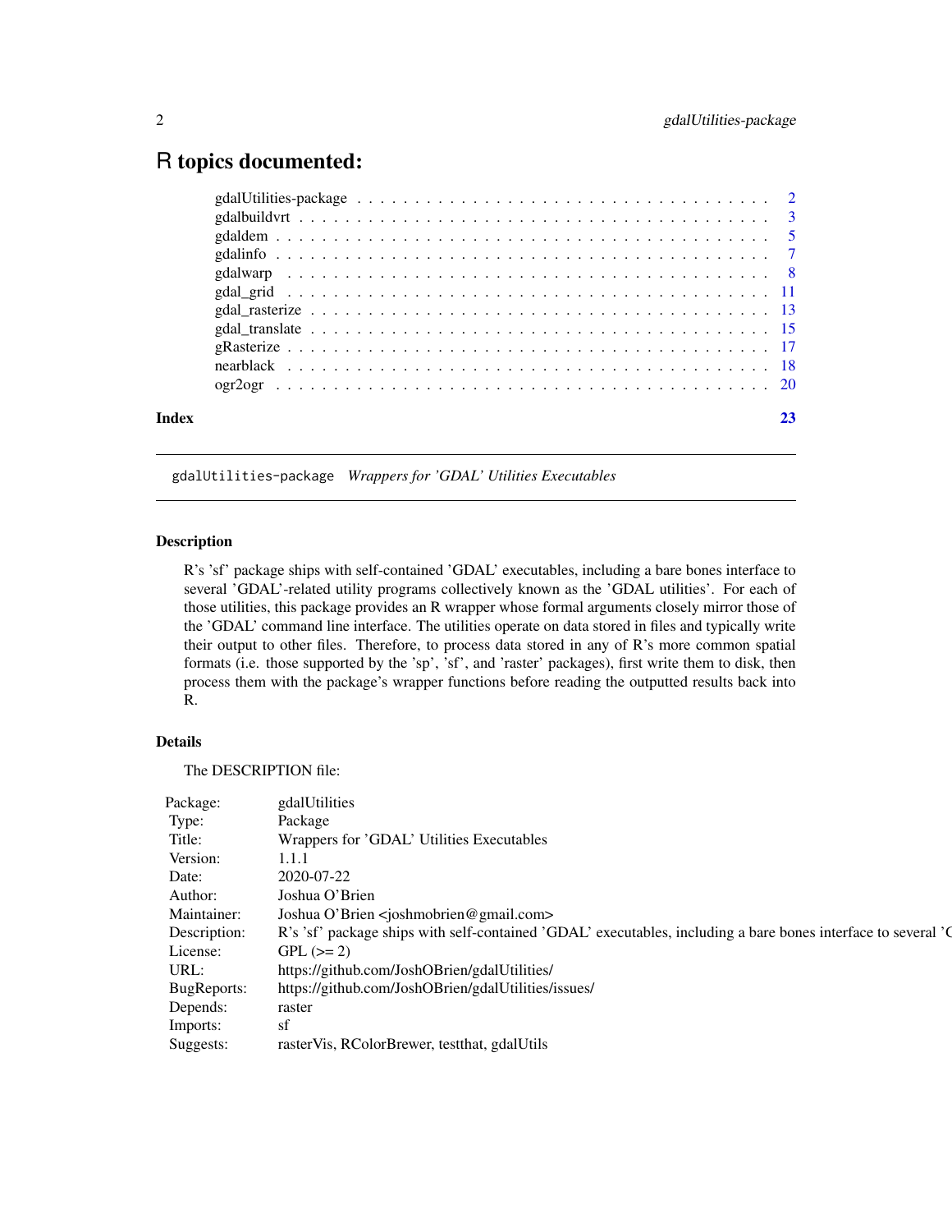# R topics documented:

| | |
|---|---|
| gdalUtilities-package | 2 |
| gdalbuildvrt | 3 |
| gdaldem | 5 |
| gdalinfo | 7 |
| gdalwarp | 8 |
| gdal_grid | 11 |
| gdal_rasterize | 13 |
| gdal_translate | 15 |
| gRasterize | 17 |
| nearblack | 18 |
| ogr2ogr | 20 |
| **Index** | **23** |

---

`gdalUtilities-package` *Wrappers for 'GDAL' Utilities Executables*

---

## Description

R's 'sf' package ships with self-contained 'GDAL' executables, including a bare bones interface to several 'GDAL'-related utility programs collectively known as the 'GDAL utilities'. For each of those utilities, this package provides an R wrapper whose formal arguments closely mirror those of the 'GDAL' command line interface. The utilities operate on data stored in files and typically write their output to other files. Therefore, to process data stored in any of R's more common spatial formats (i.e. those supported by the 'sp', 'sf', and 'raster' packages), first write them to disk, then process them with the package's wrapper functions before reading the outputted results back into R.

## Details

The DESCRIPTION file:

| | |
|---|---|
| Package: | gdalUtilities |
| Type: | Package |
| Title: | Wrappers for 'GDAL' Utilities Executables |
| Version: | 1.1.1 |
| Date: | 2020-07-22 |
| Author: | Joshua O'Brien |
| Maintainer: | Joshua O'Brien <joshmobrien@gmail.com> |
| Description: | R's 'sf' package ships with self-contained 'GDAL' executables, including a bare bones interface to several 'C |
| License: | GPL (>= 2) |
| URL: | https://github.com/JoshOBrien/gdalUtilities/ |
| BugReports: | https://github.com/JoshOBrien/gdalUtilities/issues/ |
| Depends: | raster |
| Imports: | sf |
| Suggests: | rasterVis, RColorBrewer, testthat, gdalUtils |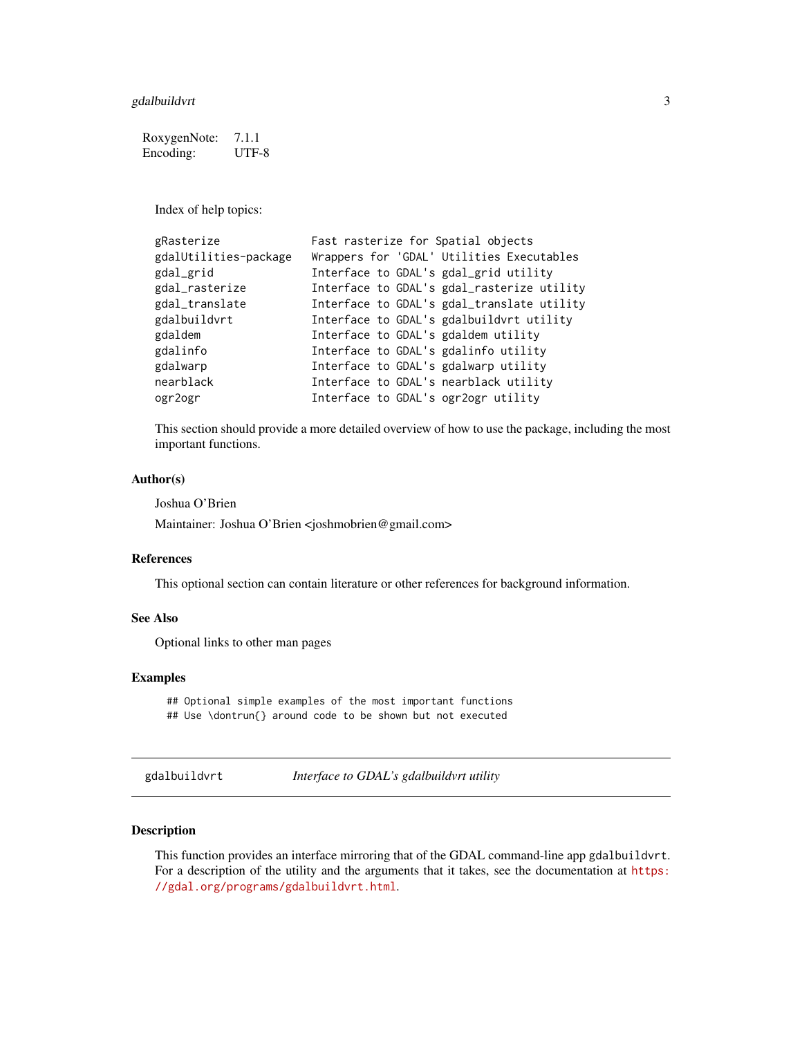| | |
|---|---|
| RoxygenNote: | 7.1.1 |
| Encoding: | UTF-8 |

Index of help topics:

```
gRasterize              Fast rasterize for Spatial objects
gdalUtilities-package   Wrappers for 'GDAL' Utilities Executables
gdal_grid               Interface to GDAL's gdal_grid utility
gdal_rasterize          Interface to GDAL's gdal_rasterize utility
gdal_translate          Interface to GDAL's gdal_translate utility
gdalbuildvrt            Interface to GDAL's gdalbuildvrt utility
gdaldem                 Interface to GDAL's gdaldem utility
gdalinfo                Interface to GDAL's gdalinfo utility
gdalwarp                Interface to GDAL's gdalwarp utility
nearblack               Interface to GDAL's nearblack utility
ogr2ogr                 Interface to GDAL's ogr2ogr utility
```

This section should provide a more detailed overview of how to use the package, including the most important functions.

### Author(s)

Joshua O'Brien

Maintainer: Joshua O'Brien <joshmobrien@gmail.com>

### References

This optional section can contain literature or other references for background information.

### See Also

Optional links to other man pages

### Examples

```
## Optional simple examples of the most important functions
## Use \dontrun{} around code to be shown but not executed
```

---

## gdalbuildvrt *Interface to GDAL's gdalbuildvrt utility*

---

### Description

This function provides an interface mirroring that of the GDAL command-line app `gdalbuildvrt`. For a description of the utility and the arguments that it takes, see the documentation at https://gdal.org/programs/gdalbuildvrt.html.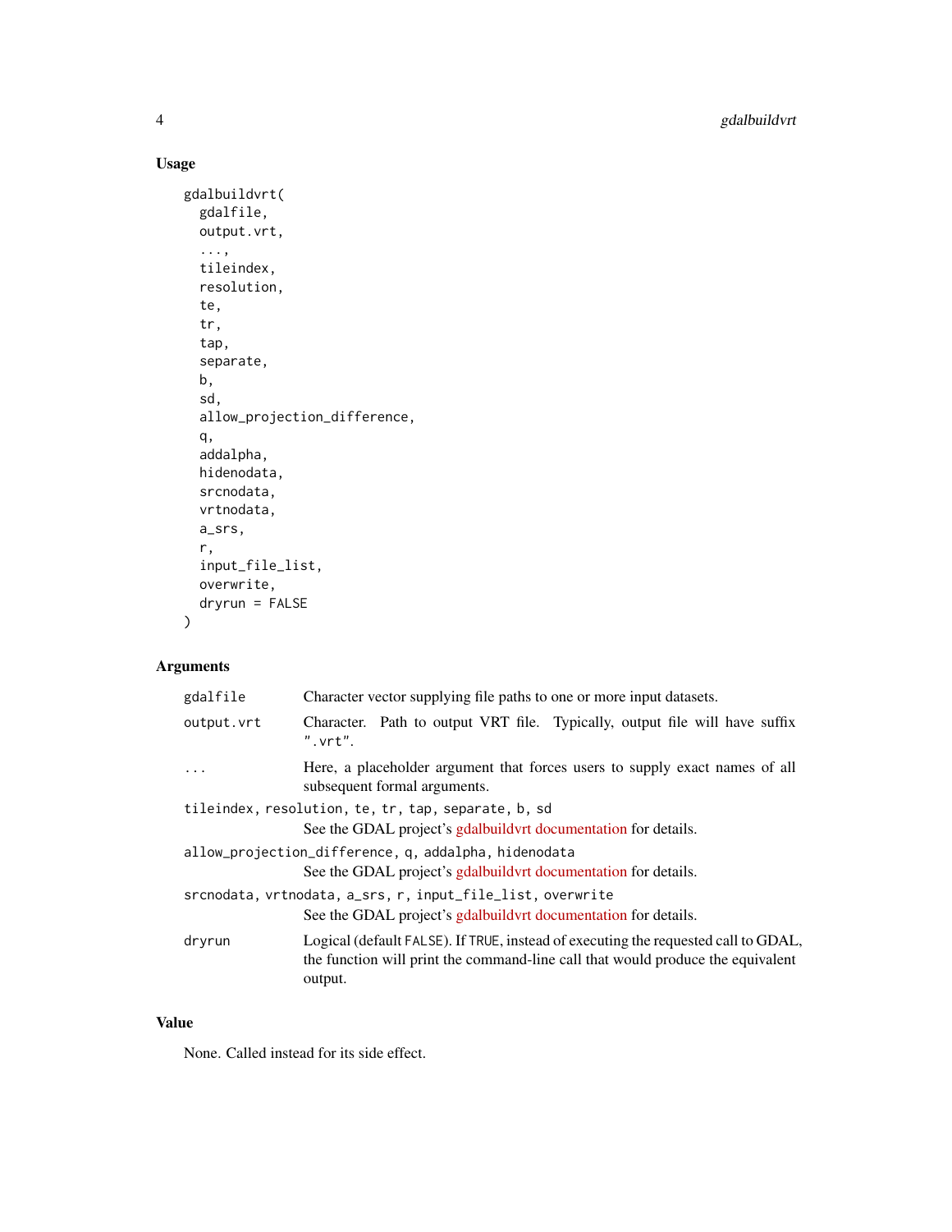## Usage

```
gdalbuildvrt(
  gdalfile,
  output.vrt,
  ...,
  tileindex,
  resolution,
  te,
  tr,
  tap,
  separate,
  b,
  sd,
  allow_projection_difference,
  q,
  addalpha,
  hidenodata,
  srcnodata,
  vrtnodata,
  a_srs,
  r,
  input_file_list,
  overwrite,
  dryrun = FALSE
)
```

## Arguments

`gdalfile`
: Character vector supplying file paths to one or more input datasets.

`output.vrt`
: Character. Path to output VRT file. Typically, output file will have suffix `".vrt"`.

`...`
: Here, a placeholder argument that forces users to supply exact names of all subsequent formal arguments.

`tileindex, resolution, te, tr, tap, separate, b, sd`
: See the GDAL project's gdalbuildvrt documentation for details.

`allow_projection_difference, q, addalpha, hidenodata`
: See the GDAL project's gdalbuildvrt documentation for details.

`srcnodata, vrtnodata, a_srs, r, input_file_list, overwrite`
: See the GDAL project's gdalbuildvrt documentation for details.

`dryrun`
: Logical (default `FALSE`). If `TRUE`, instead of executing the requested call to GDAL, the function will print the command-line call that would produce the equivalent output.

## Value

None. Called instead for its side effect.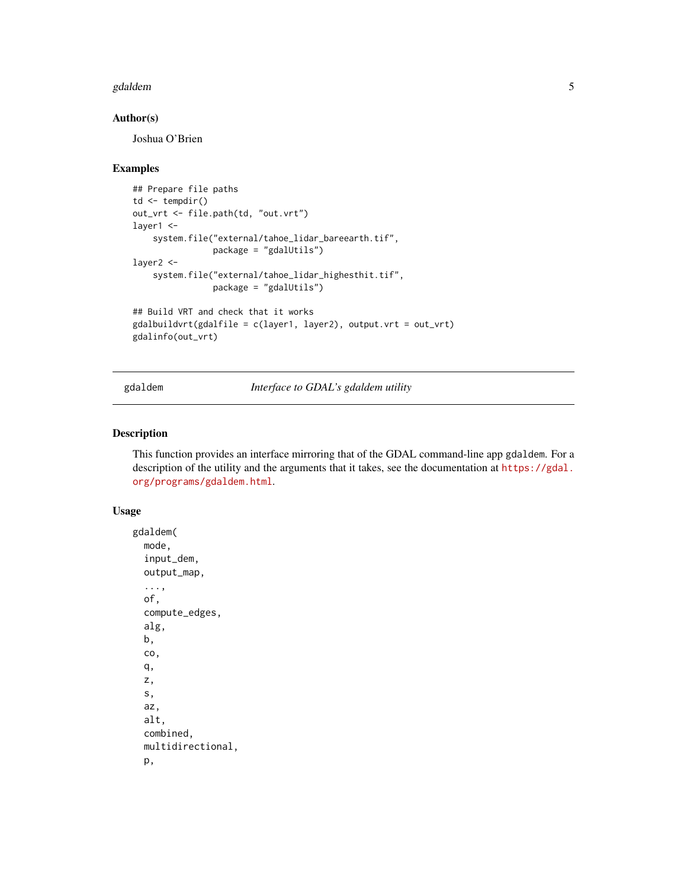## Author(s)

Joshua O'Brien

## Examples

```
## Prepare file paths
td <- tempdir()
out_vrt <- file.path(td, "out.vrt")
layer1 <-
    system.file("external/tahoe_lidar_bareearth.tif",
                package = "gdalUtils")
layer2 <-
    system.file("external/tahoe_lidar_highesthit.tif",
                package = "gdalUtils")

## Build VRT and check that it works
gdalbuildvrt(gdalfile = c(layer1, layer2), output.vrt = out_vrt)
gdalinfo(out_vrt)
```

---

# gdaldem — *Interface to GDAL's gdaldem utility*

## Description

This function provides an interface mirroring that of the GDAL command-line app `gdaldem`. For a description of the utility and the arguments that it takes, see the documentation at https://gdal.org/programs/gdaldem.html.

## Usage

```
gdaldem(
  mode,
  input_dem,
  output_map,
  ...,
  of,
  compute_edges,
  alg,
  b,
  co,
  q,
  z,
  s,
  az,
  alt,
  combined,
  multidirectional,
  p,
```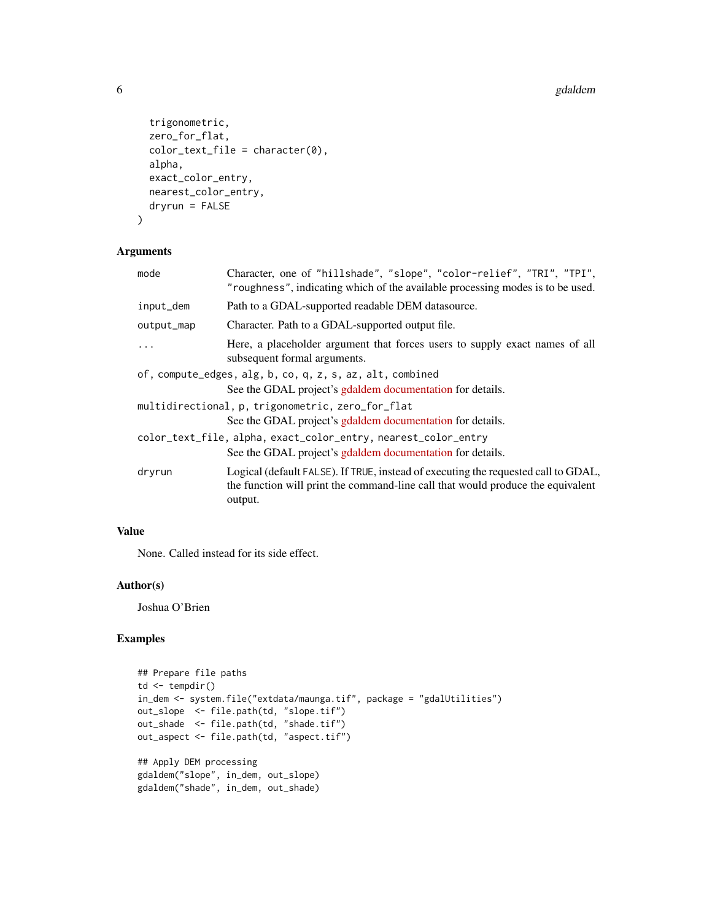```
  trigonometric,
  zero_for_flat,
  color_text_file = character(0),
  alpha,
  exact_color_entry,
  nearest_color_entry,
  dryrun = FALSE
)
```

### Arguments

| | |
|---|---|
| `mode` | Character, one of "hillshade", "slope", "color-relief", "TRI", "TPI", "roughness", indicating which of the available processing modes is to be used. |
| `input_dem` | Path to a GDAL-supported readable DEM datasource. |
| `output_map` | Character. Path to a GDAL-supported output file. |
| `...` | Here, a placeholder argument that forces users to supply exact names of all subsequent formal arguments. |
| `of, compute_edges, alg, b, co, q, z, s, az, alt, combined` | See the GDAL project's gdaldem documentation for details. |
| `multidirectional, p, trigonometric, zero_for_flat` | See the GDAL project's gdaldem documentation for details. |
| `color_text_file, alpha, exact_color_entry, nearest_color_entry` | See the GDAL project's gdaldem documentation for details. |
| `dryrun` | Logical (default FALSE). If TRUE, instead of executing the requested call to GDAL, the function will print the command-line call that would produce the equivalent output. |

### Value

None. Called instead for its side effect.

### Author(s)

Joshua O'Brien

### Examples

```
## Prepare file paths
td <- tempdir()
in_dem <- system.file("extdata/maunga.tif", package = "gdalUtilities")
out_slope  <- file.path(td, "slope.tif")
out_shade  <- file.path(td, "shade.tif")
out_aspect <- file.path(td, "aspect.tif")

## Apply DEM processing
gdaldem("slope", in_dem, out_slope)
gdaldem("shade", in_dem, out_shade)
```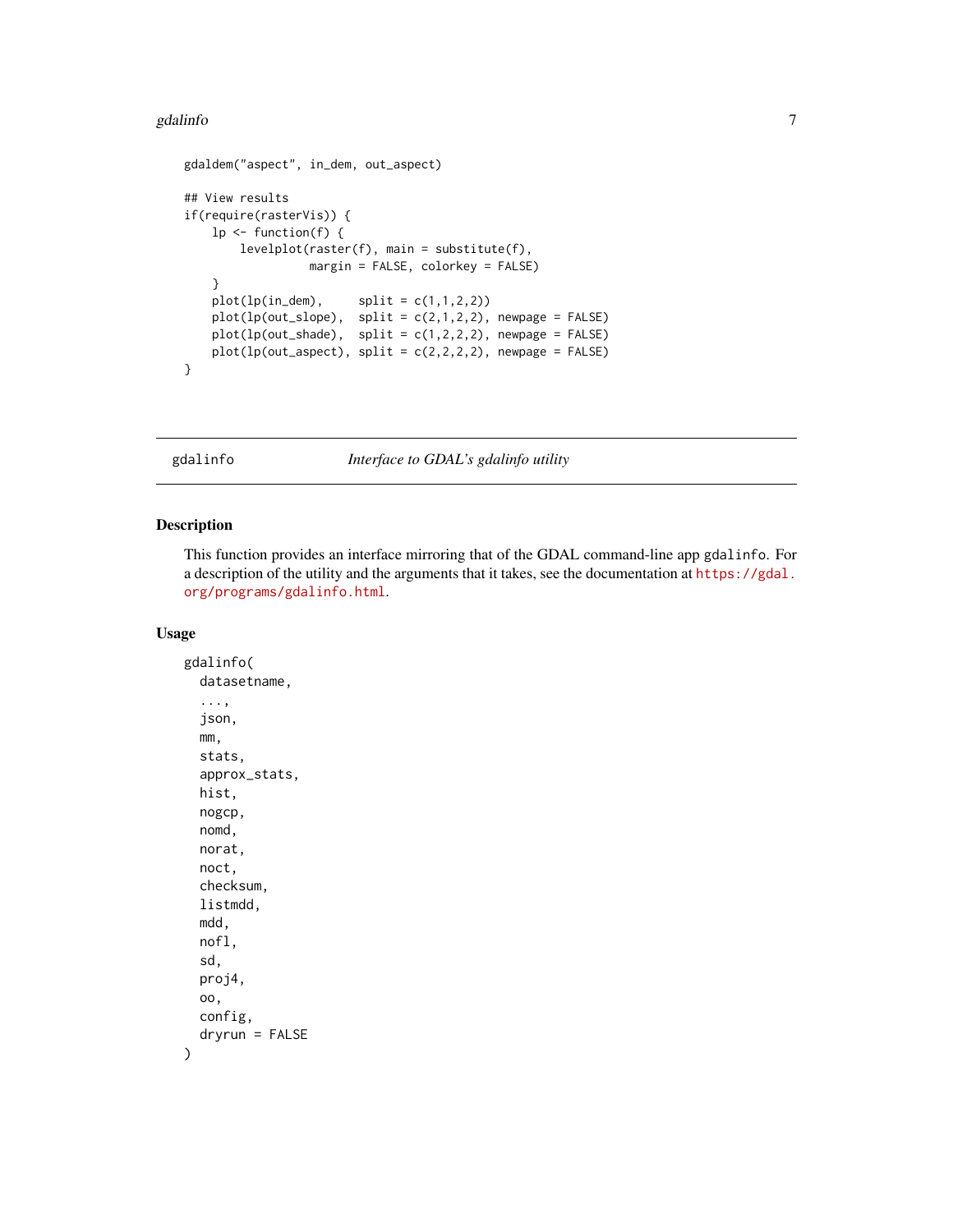```
gdaldem("aspect", in_dem, out_aspect)

## View results
if(require(rasterVis)) {
    lp <- function(f) {
        levelplot(raster(f), main = substitute(f),
                  margin = FALSE, colorkey = FALSE)
    }
    plot(lp(in_dem),     split = c(1,1,2,2))
    plot(lp(out_slope),  split = c(2,1,2,2), newpage = FALSE)
    plot(lp(out_shade),  split = c(1,2,2,2), newpage = FALSE)
    plot(lp(out_aspect), split = c(2,2,2,2), newpage = FALSE)
}
```

---

## gdalinfo — *Interface to GDAL's gdalinfo utility*

### Description

This function provides an interface mirroring that of the GDAL command-line app `gdalinfo`. For a description of the utility and the arguments that it takes, see the documentation at https://gdal.org/programs/gdalinfo.html.

### Usage

```
gdalinfo(
  datasetname,
  ...,
  json,
  mm,
  stats,
  approx_stats,
  hist,
  nogcp,
  nomd,
  norat,
  noct,
  checksum,
  listmdd,
  mdd,
  nofl,
  sd,
  proj4,
  oo,
  config,
  dryrun = FALSE
)
```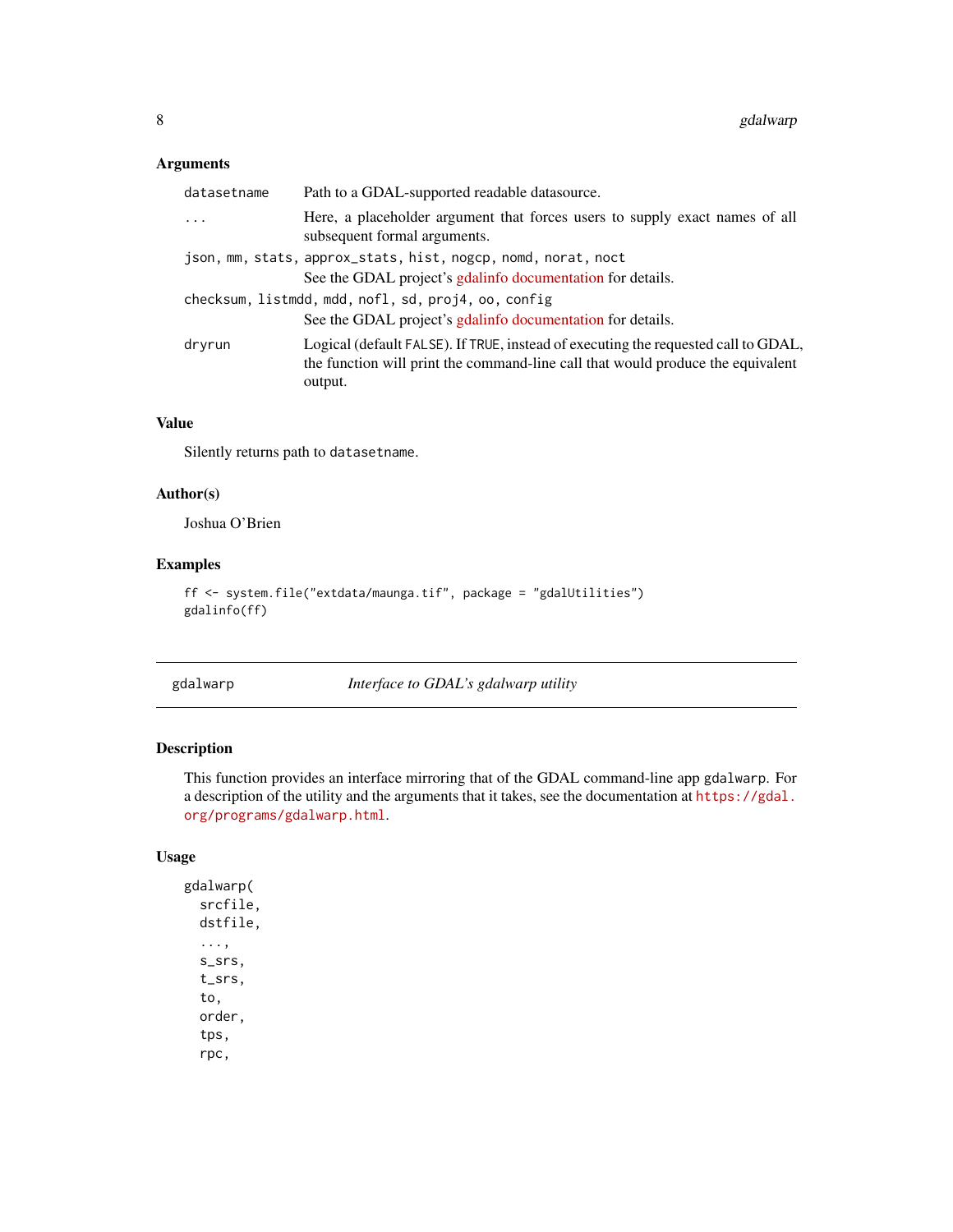### Arguments

| | |
|---|---|
| `datasetname` | Path to a GDAL-supported readable datasource. |
| `...` | Here, a placeholder argument that forces users to supply exact names of all subsequent formal arguments. |
| `json, mm, stats, approx_stats, hist, nogcp, nomd, norat, noct` | See the GDAL project's gdalinfo documentation for details. |
| `checksum, listmdd, mdd, nofl, sd, proj4, oo, config` | See the GDAL project's gdalinfo documentation for details. |
| `dryrun` | Logical (default `FALSE`). If `TRUE`, instead of executing the requested call to GDAL, the function will print the command-line call that would produce the equivalent output. |

### Value

Silently returns path to `datasetname`.

### Author(s)

Joshua O'Brien

### Examples

```
ff <- system.file("extdata/maunga.tif", package = "gdalUtilities")
gdalinfo(ff)
```

---

## gdalwarp — *Interface to GDAL's gdalwarp utility*

---

### Description

This function provides an interface mirroring that of the GDAL command-line app `gdalwarp`. For a description of the utility and the arguments that it takes, see the documentation at `https://gdal.org/programs/gdalwarp.html`.

### Usage

```
gdalwarp(
  srcfile,
  dstfile,
  ...,
  s_srs,
  t_srs,
  to,
  order,
  tps,
  rpc,
```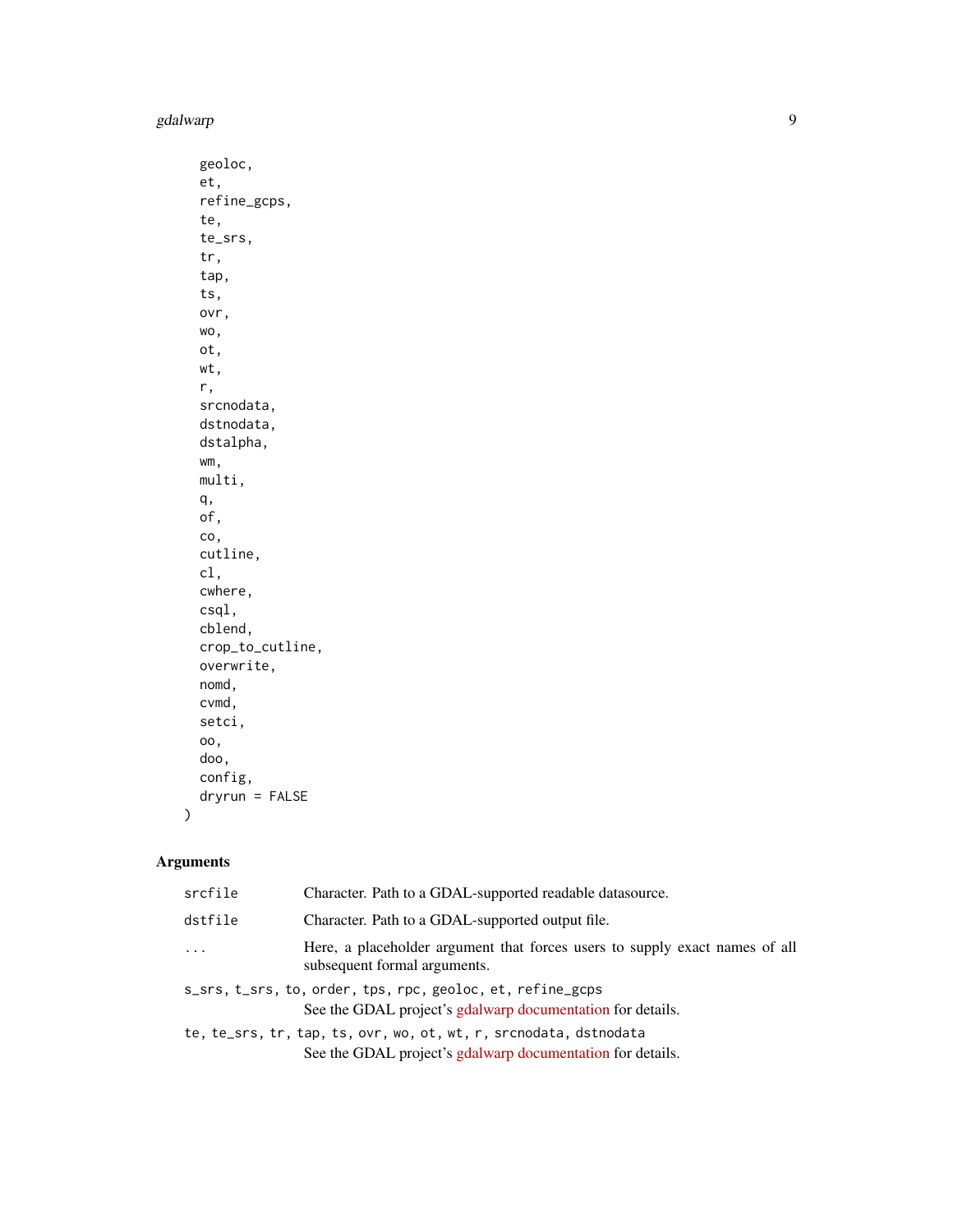```
  geoloc,
  et,
  refine_gcps,
  te,
  te_srs,
  tr,
  tap,
  ts,
  ovr,
  wo,
  ot,
  wt,
  r,
  srcnodata,
  dstnodata,
  dstalpha,
  wm,
  multi,
  q,
  of,
  co,
  cutline,
  cl,
  cwhere,
  csql,
  cblend,
  crop_to_cutline,
  overwrite,
  nomd,
  cvmd,
  setci,
  oo,
  doo,
  config,
  dryrun = FALSE
)
```

## Arguments

`srcfile` Character. Path to a GDAL-supported readable datasource.

`dstfile` Character. Path to a GDAL-supported output file.

`...` Here, a placeholder argument that forces users to supply exact names of all subsequent formal arguments.

`s_srs, t_srs, to, order, tps, rpc, geoloc, et, refine_gcps`
See the GDAL project's gdalwarp documentation for details.

`te, te_srs, tr, tap, ts, ovr, wo, ot, wt, r, srcnodata, dstnodata`
See the GDAL project's gdalwarp documentation for details.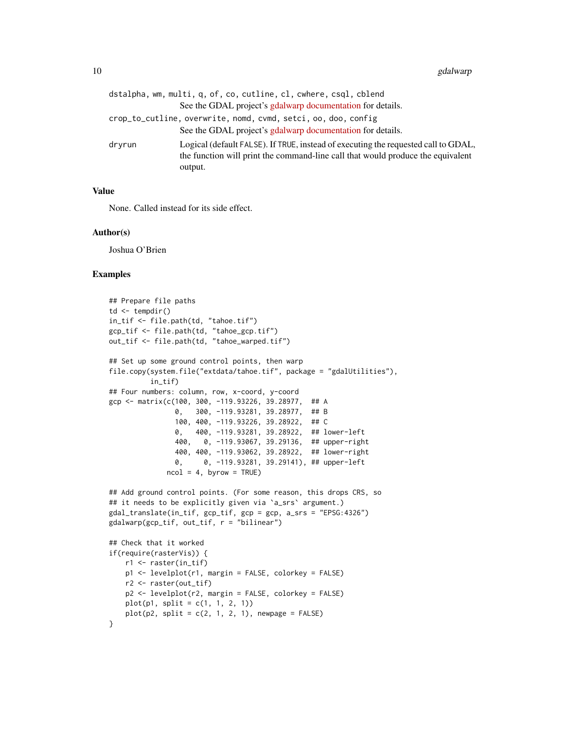`dstalpha, wm, multi, q, of, co, cutline, cl, cwhere, csql, cblend`
: See the GDAL project's gdalwarp documentation for details.

`crop_to_cutline, overwrite, nomd, cvmd, setci, oo, doo, config`
: See the GDAL project's gdalwarp documentation for details.

`dryrun`
: Logical (default `FALSE`). If `TRUE`, instead of executing the requested call to GDAL, the function will print the command-line call that would produce the equivalent output.

### Value

None. Called instead for its side effect.

### Author(s)

Joshua O'Brien

### Examples

```
## Prepare file paths
td <- tempdir()
in_tif <- file.path(td, "tahoe.tif")
gcp_tif <- file.path(td, "tahoe_gcp.tif")
out_tif <- file.path(td, "tahoe_warped.tif")

## Set up some ground control points, then warp
file.copy(system.file("extdata/tahoe.tif", package = "gdalUtilities"),
          in_tif)
## Four numbers: column, row, x-coord, y-coord
gcp <- matrix(c(100, 300, -119.93226, 39.28977,  ## A
                0,   300, -119.93281, 39.28977,  ## B
                100, 400, -119.93226, 39.28922,  ## C
                0,   400, -119.93281, 39.28922,  ## lower-left
                400,   0, -119.93067, 39.29136,  ## upper-right
                400, 400, -119.93062, 39.28922,  ## lower-right
                0,     0, -119.93281, 39.29141), ## upper-left
              ncol = 4, byrow = TRUE)

## Add ground control points. (For some reason, this drops CRS, so
## it needs to be explicitly given via `a_srs` argument.)
gdal_translate(in_tif, gcp_tif, gcp = gcp, a_srs = "EPSG:4326")
gdalwarp(gcp_tif, out_tif, r = "bilinear")

## Check that it worked
if(require(rasterVis)) {
    r1 <- raster(in_tif)
    p1 <- levelplot(r1, margin = FALSE, colorkey = FALSE)
    r2 <- raster(out_tif)
    p2 <- levelplot(r2, margin = FALSE, colorkey = FALSE)
    plot(p1, split = c(1, 1, 2, 1))
    plot(p2, split = c(2, 1, 2, 1), newpage = FALSE)
}
```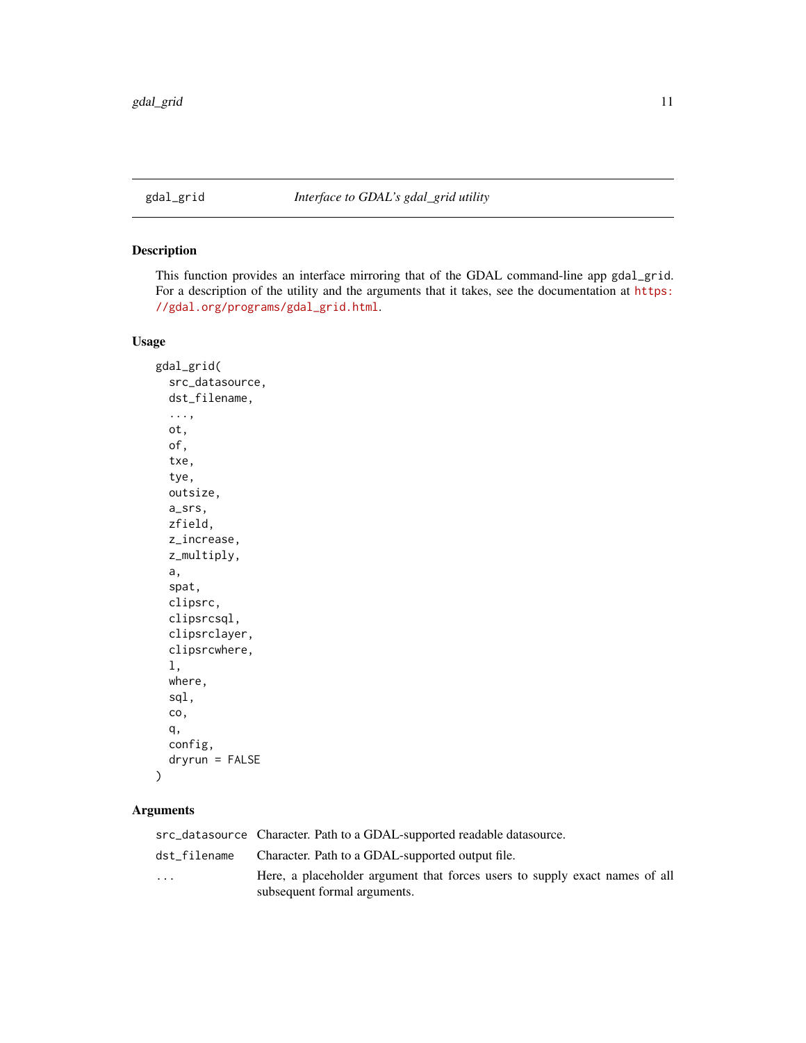gdal_grid *Interface to GDAL's gdal_grid utility*

### Description

This function provides an interface mirroring that of the GDAL command-line app `gdal_grid`. For a description of the utility and the arguments that it takes, see the documentation at https://gdal.org/programs/gdal_grid.html.

### Usage

```
gdal_grid(
  src_datasource,
  dst_filename,
  ...,
  ot,
  of,
  txe,
  tye,
  outsize,
  a_srs,
  zfield,
  z_increase,
  z_multiply,
  a,
  spat,
  clipsrc,
  clipsrcsql,
  clipsrclayer,
  clipsrcwhere,
  l,
  where,
  sql,
  co,
  q,
  config,
  dryrun = FALSE
)
```

### Arguments

| | |
|---|---|
| `src_datasource` | Character. Path to a GDAL-supported readable datasource. |
| `dst_filename` | Character. Path to a GDAL-supported output file. |
| `...` | Here, a placeholder argument that forces users to supply exact names of all subsequent formal arguments. |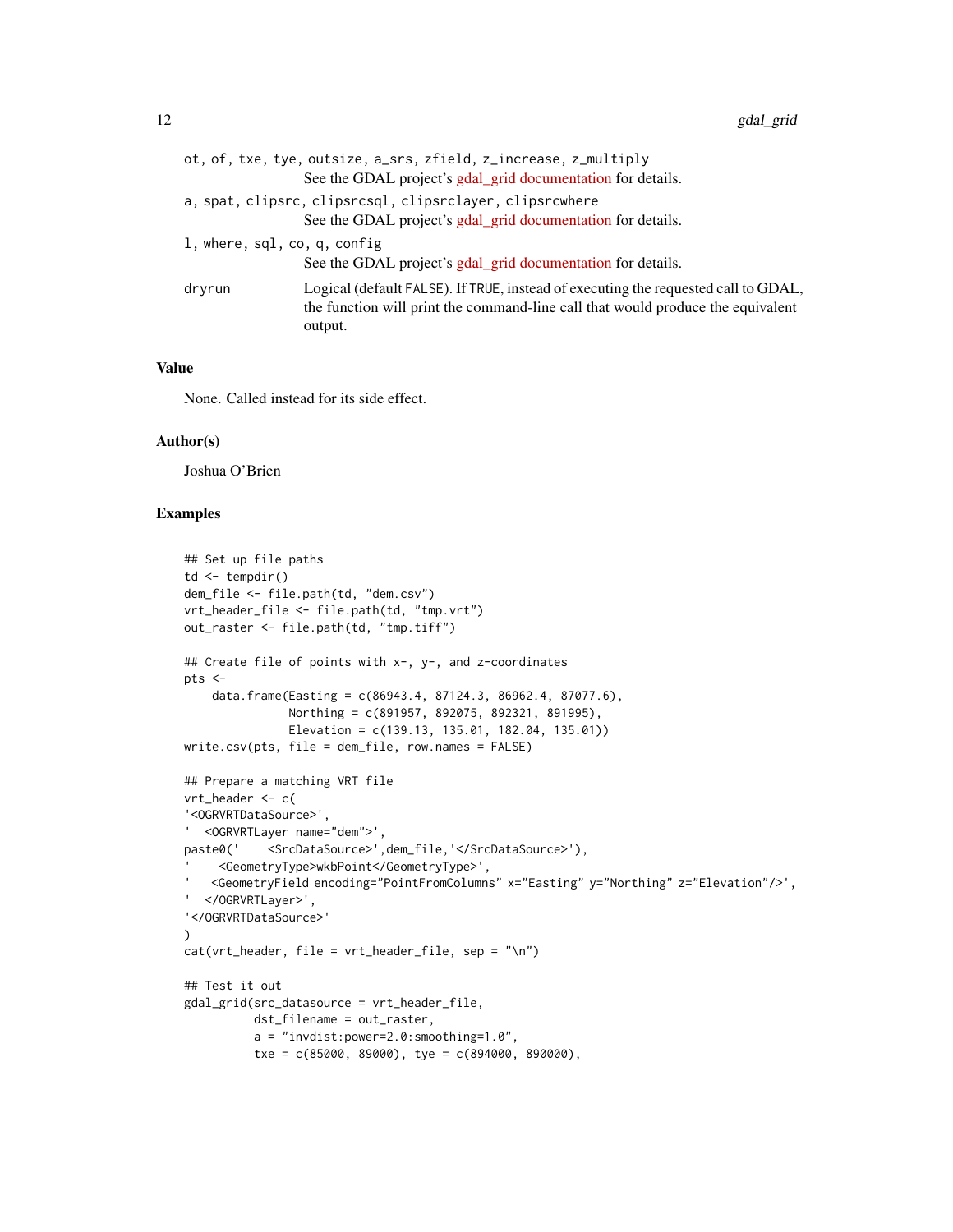`ot, of, txe, tye, outsize, a_srs, zfield, z_increase, z_multiply`
: See the GDAL project's gdal_grid documentation for details.

`a, spat, clipsrc, clipsrcsql, clipsrclayer, clipsrcwhere`
: See the GDAL project's gdal_grid documentation for details.

`l, where, sql, co, q, config`
: See the GDAL project's gdal_grid documentation for details.

`dryrun`
: Logical (default `FALSE`). If `TRUE`, instead of executing the requested call to GDAL, the function will print the command-line call that would produce the equivalent output.

## Value

None. Called instead for its side effect.

## Author(s)

Joshua O'Brien

## Examples

```
## Set up file paths
td <- tempdir()
dem_file <- file.path(td, "dem.csv")
vrt_header_file <- file.path(td, "tmp.vrt")
out_raster <- file.path(td, "tmp.tiff")

## Create file of points with x-, y-, and z-coordinates
pts <-
    data.frame(Easting = c(86943.4, 87124.3, 86962.4, 87077.6),
               Northing = c(891957, 892075, 892321, 891995),
               Elevation = c(139.13, 135.01, 182.04, 135.01))
write.csv(pts, file = dem_file, row.names = FALSE)

## Prepare a matching VRT file
vrt_header <- c(
'<OGRVRTDataSource>',
'  <OGRVRTLayer name="dem">',
paste0('    <SrcDataSource>',dem_file,'</SrcDataSource>'),
'    <GeometryType>wkbPoint</GeometryType>',
'   <GeometryField encoding="PointFromColumns" x="Easting" y="Northing" z="Elevation"/>',
'  </OGRVRTLayer>',
'</OGRVRTDataSource>'
)
cat(vrt_header, file = vrt_header_file, sep = "\n")

## Test it out
gdal_grid(src_datasource = vrt_header_file,
          dst_filename = out_raster,
          a = "invdist:power=2.0:smoothing=1.0",
          txe = c(85000, 89000), tye = c(894000, 890000),
```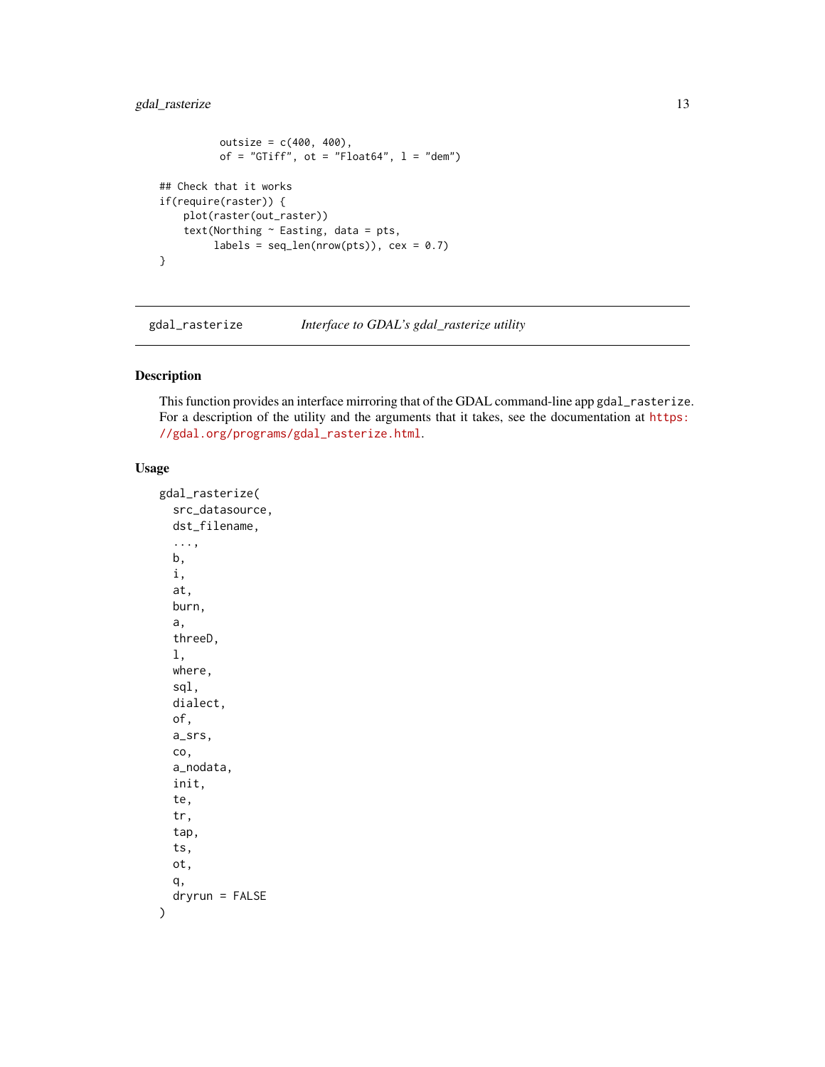```
            outsize = c(400, 400),
            of = "GTiff", ot = "Float64", l = "dem")

## Check that it works
if(require(raster)) {
    plot(raster(out_raster))
    text(Northing ~ Easting, data = pts,
         labels = seq_len(nrow(pts)), cex = 0.7)
}
```

---

`gdal_rasterize` *Interface to GDAL's gdal_rasterize utility*

---

## Description

This function provides an interface mirroring that of the GDAL command-line app `gdal_rasterize`. For a description of the utility and the arguments that it takes, see the documentation at https://gdal.org/programs/gdal_rasterize.html.

## Usage

```
gdal_rasterize(
  src_datasource,
  dst_filename,
  ...,
  b,
  i,
  at,
  burn,
  a,
  threeD,
  l,
  where,
  sql,
  dialect,
  of,
  a_srs,
  co,
  a_nodata,
  init,
  te,
  tr,
  tap,
  ts,
  ot,
  q,
  dryrun = FALSE
)
```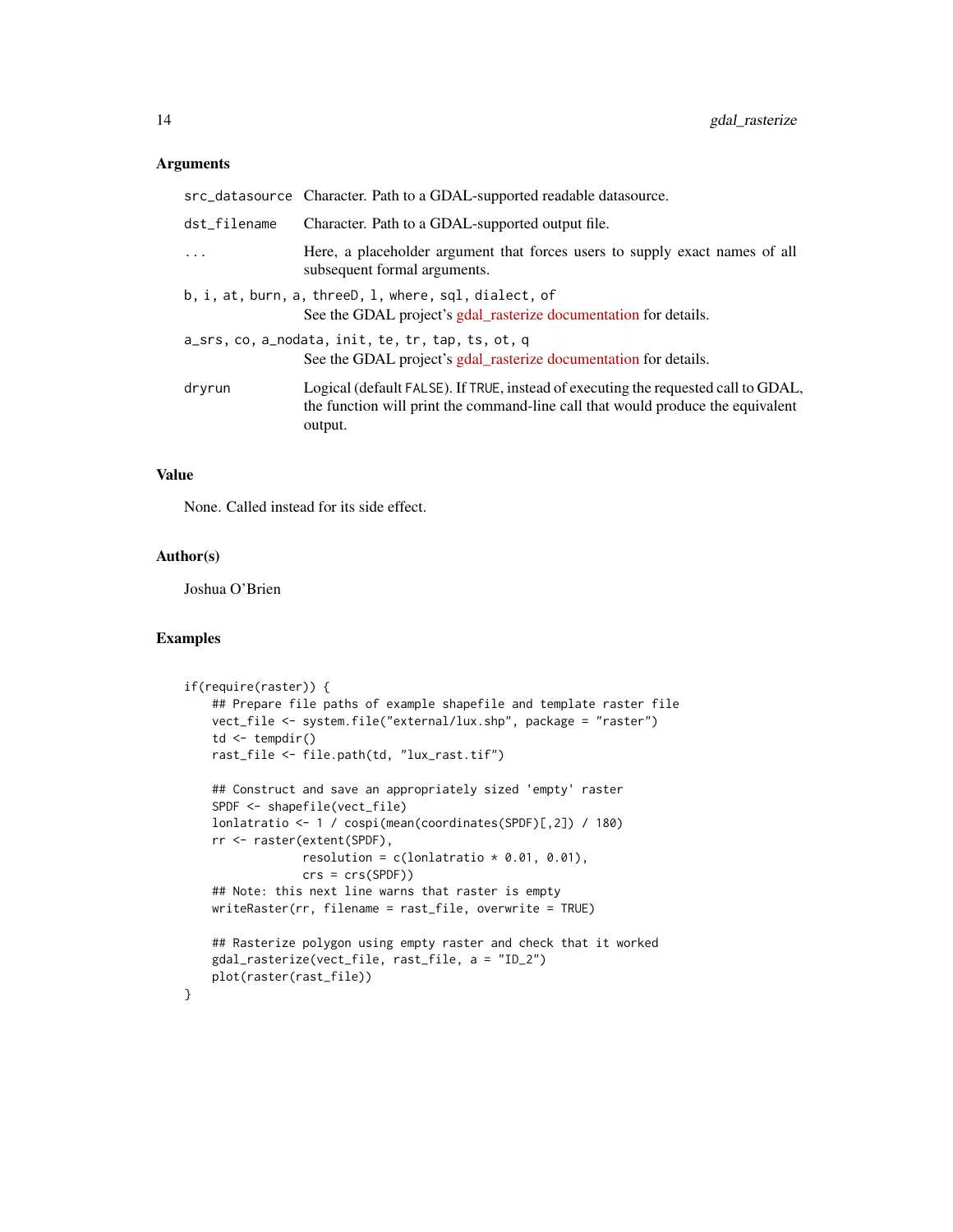### Arguments

| | |
|---|---|
| `src_datasource` | Character. Path to a GDAL-supported readable datasource. |
| `dst_filename` | Character. Path to a GDAL-supported output file. |
| `...` | Here, a placeholder argument that forces users to supply exact names of all subsequent formal arguments. |
| `b, i, at, burn, a, threeD, l, where, sql, dialect, of` | See the GDAL project's gdal_rasterize documentation for details. |
| `a_srs, co, a_nodata, init, te, tr, tap, ts, ot, q` | See the GDAL project's gdal_rasterize documentation for details. |
| `dryrun` | Logical (default `FALSE`). If `TRUE`, instead of executing the requested call to GDAL, the function will print the command-line call that would produce the equivalent output. |

### Value

None. Called instead for its side effect.

### Author(s)

Joshua O'Brien

### Examples

```
if(require(raster)) {
    ## Prepare file paths of example shapefile and template raster file
    vect_file <- system.file("external/lux.shp", package = "raster")
    td <- tempdir()
    rast_file <- file.path(td, "lux_rast.tif")

    ## Construct and save an appropriately sized 'empty' raster
    SPDF <- shapefile(vect_file)
    lonlatratio <- 1 / cospi(mean(coordinates(SPDF)[,2]) / 180)
    rr <- raster(extent(SPDF),
                 resolution = c(lonlatratio * 0.01, 0.01),
                 crs = crs(SPDF))
    ## Note: this next line warns that raster is empty
    writeRaster(rr, filename = rast_file, overwrite = TRUE)

    ## Rasterize polygon using empty raster and check that it worked
    gdal_rasterize(vect_file, rast_file, a = "ID_2")
    plot(raster(rast_file))
}
```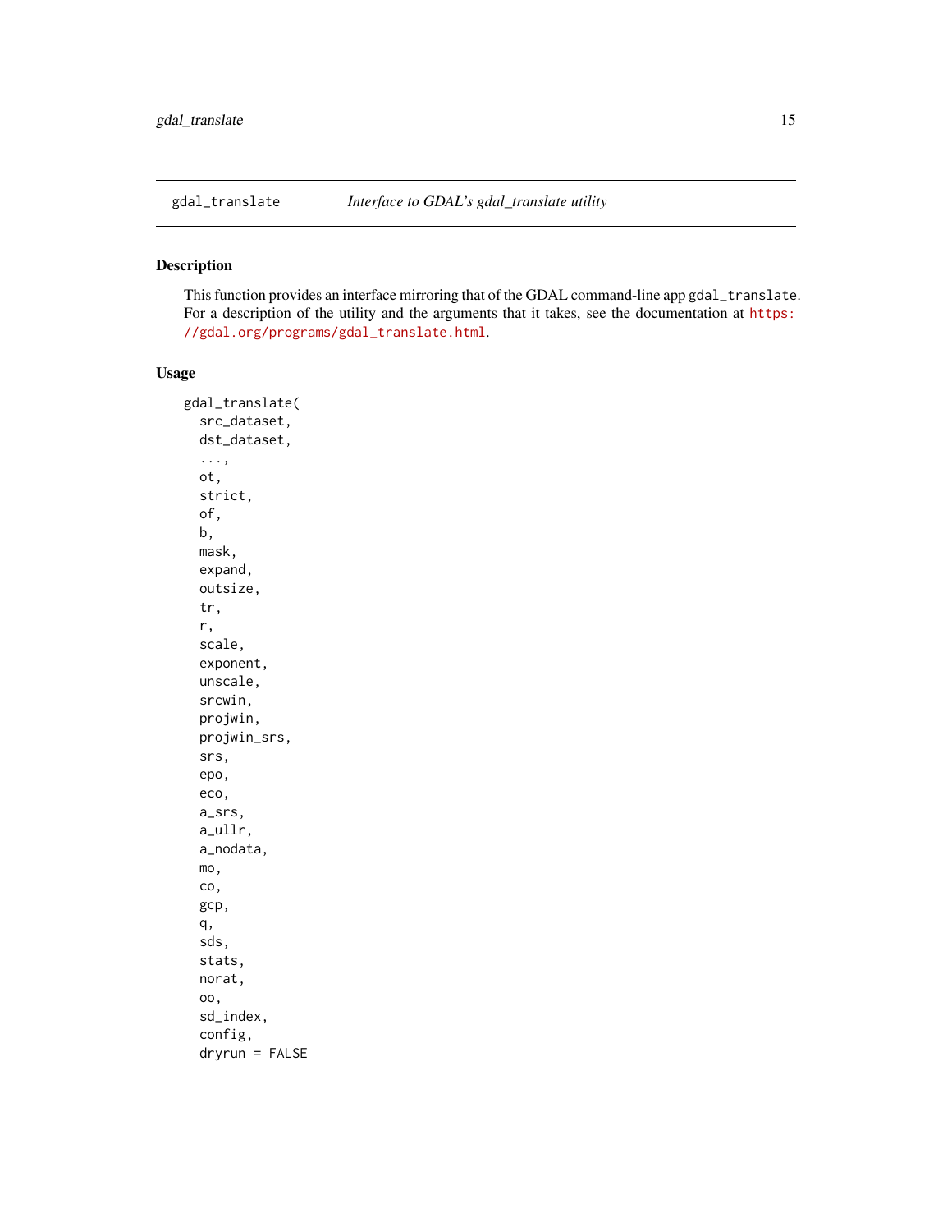`gdal_translate` *Interface to GDAL's gdal_translate utility*

## Description

This function provides an interface mirroring that of the GDAL command-line app `gdal_translate`. For a description of the utility and the arguments that it takes, see the documentation at https://gdal.org/programs/gdal_translate.html.

## Usage

```
gdal_translate(
  src_dataset,
  dst_dataset,
  ...,
  ot,
  strict,
  of,
  b,
  mask,
  expand,
  outsize,
  tr,
  r,
  scale,
  exponent,
  unscale,
  srcwin,
  projwin,
  projwin_srs,
  srs,
  epo,
  eco,
  a_srs,
  a_ullr,
  a_nodata,
  mo,
  co,
  gcp,
  q,
  sds,
  stats,
  norat,
  oo,
  sd_index,
  config,
  dryrun = FALSE
```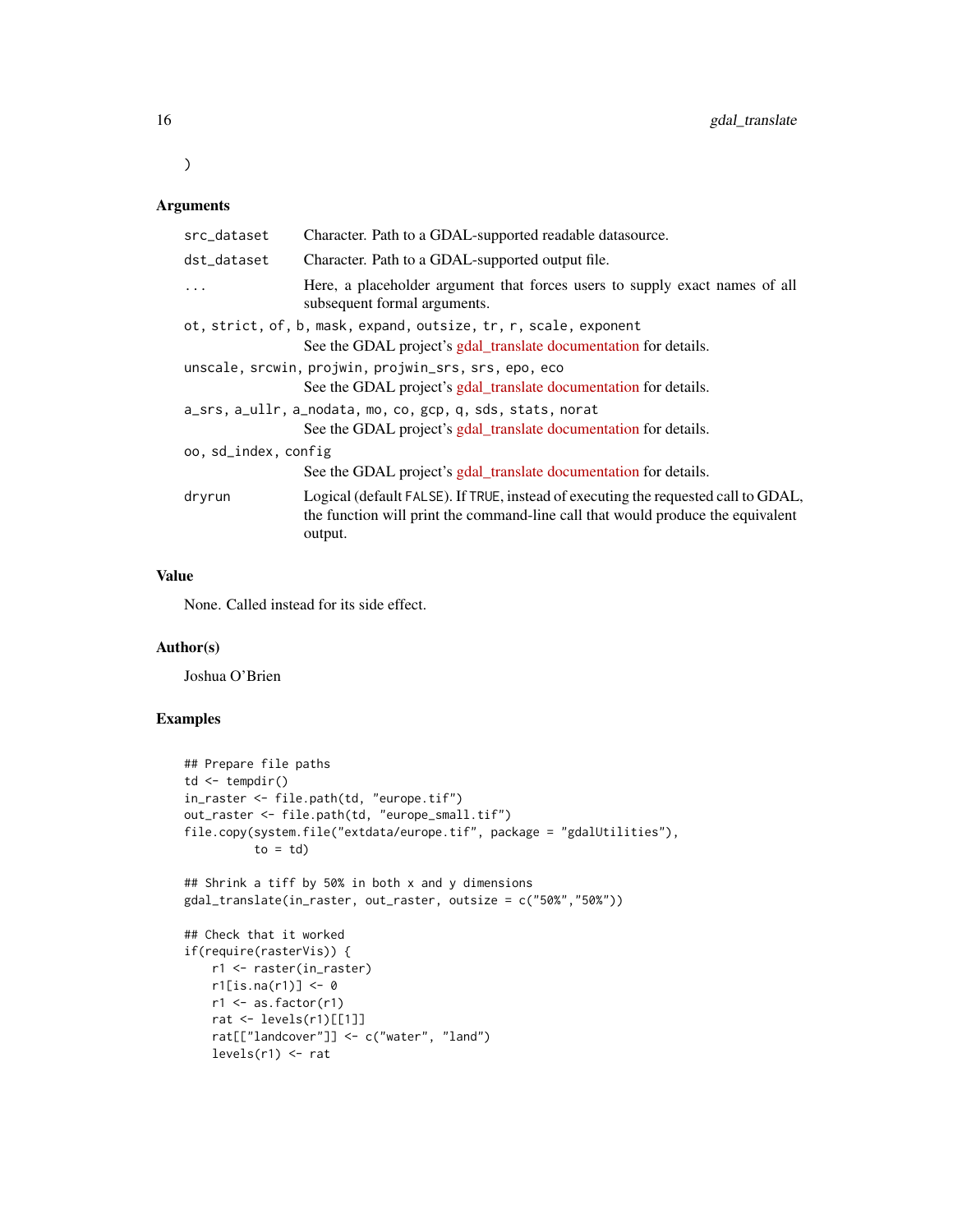)

### Arguments

| | |
|---|---|
| `src_dataset` | Character. Path to a GDAL-supported readable datasource. |
| `dst_dataset` | Character. Path to a GDAL-supported output file. |
| `...` | Here, a placeholder argument that forces users to supply exact names of all subsequent formal arguments. |
| `ot, strict, of, b, mask, expand, outsize, tr, r, scale, exponent` | See the GDAL project's gdal_translate documentation for details. |
| `unscale, srcwin, projwin, projwin_srs, srs, epo, eco` | See the GDAL project's gdal_translate documentation for details. |
| `a_srs, a_ullr, a_nodata, mo, co, gcp, q, sds, stats, norat` | See the GDAL project's gdal_translate documentation for details. |
| `oo, sd_index, config` | See the GDAL project's gdal_translate documentation for details. |
| `dryrun` | Logical (default `FALSE`). If `TRUE`, instead of executing the requested call to GDAL, the function will print the command-line call that would produce the equivalent output. |

### Value

None. Called instead for its side effect.

### Author(s)

Joshua O'Brien

### Examples

```
## Prepare file paths
td <- tempdir()
in_raster <- file.path(td, "europe.tif")
out_raster <- file.path(td, "europe_small.tif")
file.copy(system.file("extdata/europe.tif", package = "gdalUtilities"),
          to = td)

## Shrink a tiff by 50% in both x and y dimensions
gdal_translate(in_raster, out_raster, outsize = c("50%","50%"))

## Check that it worked
if(require(rasterVis)) {
    r1 <- raster(in_raster)
    r1[is.na(r1)] <- 0
    r1 <- as.factor(r1)
    rat <- levels(r1)[[1]]
    rat[["landcover"]] <- c("water", "land")
    levels(r1) <- rat
```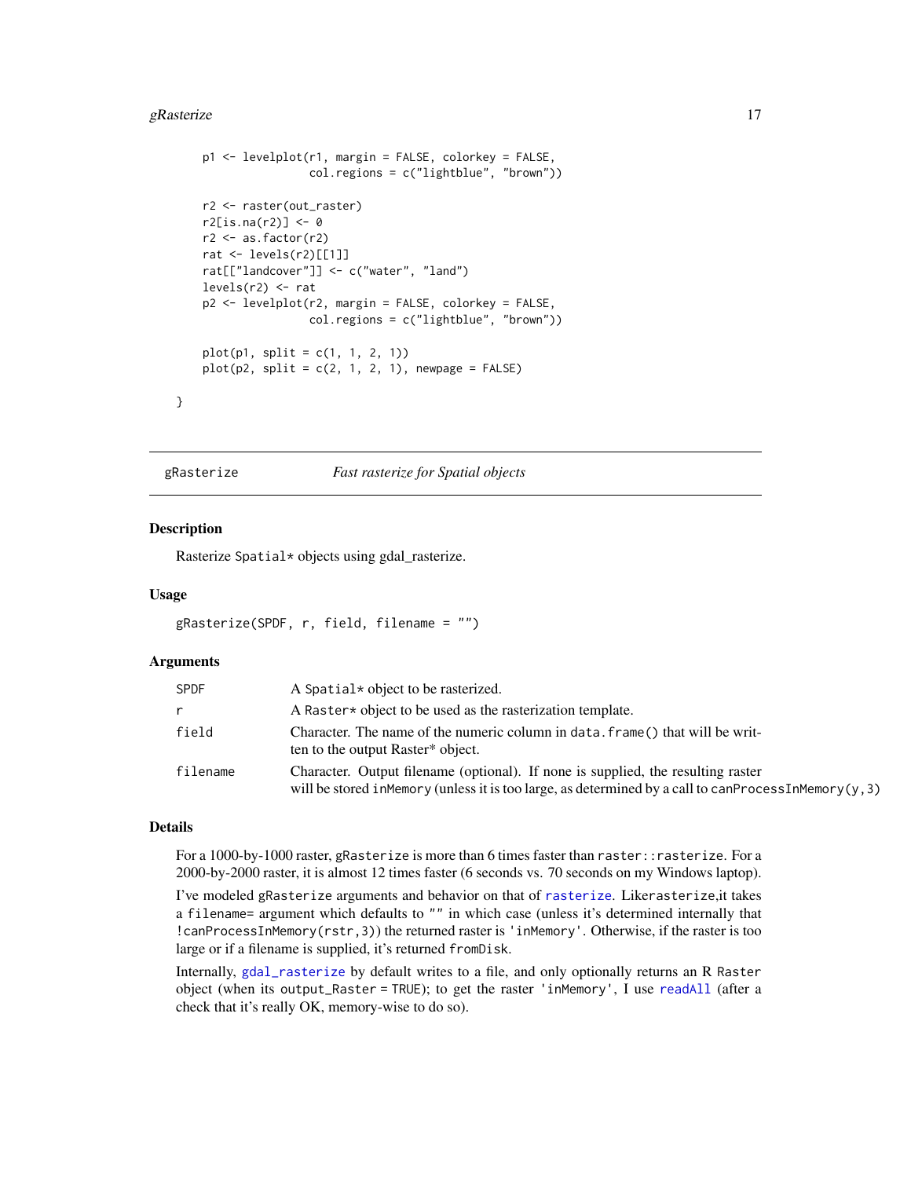```
    p1 <- levelplot(r1, margin = FALSE, colorkey = FALSE,
                    col.regions = c("lightblue", "brown"))

    r2 <- raster(out_raster)
    r2[is.na(r2)] <- 0
    r2 <- as.factor(r2)
    rat <- levels(r2)[[1]]
    rat[["landcover"]] <- c("water", "land")
    levels(r2) <- rat
    p2 <- levelplot(r2, margin = FALSE, colorkey = FALSE,
                    col.regions = c("lightblue", "brown"))

    plot(p1, split = c(1, 1, 2, 1))
    plot(p2, split = c(2, 1, 2, 1), newpage = FALSE)

}
```

---

## gRasterize — *Fast rasterize for Spatial objects*

### Description

Rasterize `Spatial*` objects using gdal_rasterize.

### Usage

```
gRasterize(SPDF, r, field, filename = "")
```

### Arguments

| Argument | Description |
|---|---|
| `SPDF` | A `Spatial*` object to be rasterized. |
| `r` | A `Raster*` object to be used as the rasterization template. |
| `field` | Character. The name of the numeric column in `data.frame()` that will be written to the output Raster* object. |
| `filename` | Character. Output filename (optional). If none is supplied, the resulting raster will be stored `inMemory` (unless it is too large, as determined by a call to `canProcessInMemory(y,3)` |

### Details

For a 1000-by-1000 raster, `gRasterize` is more than 6 times faster than `raster::rasterize`. For a 2000-by-2000 raster, it is almost 12 times faster (6 seconds vs. 70 seconds on my Windows laptop).

I've modeled `gRasterize` arguments and behavior on that of `rasterize`. Like`rasterize`,it takes a `filename=` argument which defaults to `""` in which case (unless it's determined internally that `!canProcessInMemory(rstr,3)`) the returned raster is `'inMemory'`. Otherwise, if the raster is too large or if a filename is supplied, it's returned `fromDisk`.

Internally, `gdal_rasterize` by default writes to a file, and only optionally returns an R `Raster` object (when its `output_Raster = TRUE`); to get the raster `'inMemory'`, I use `readAll` (after a check that it's really OK, memory-wise to do so).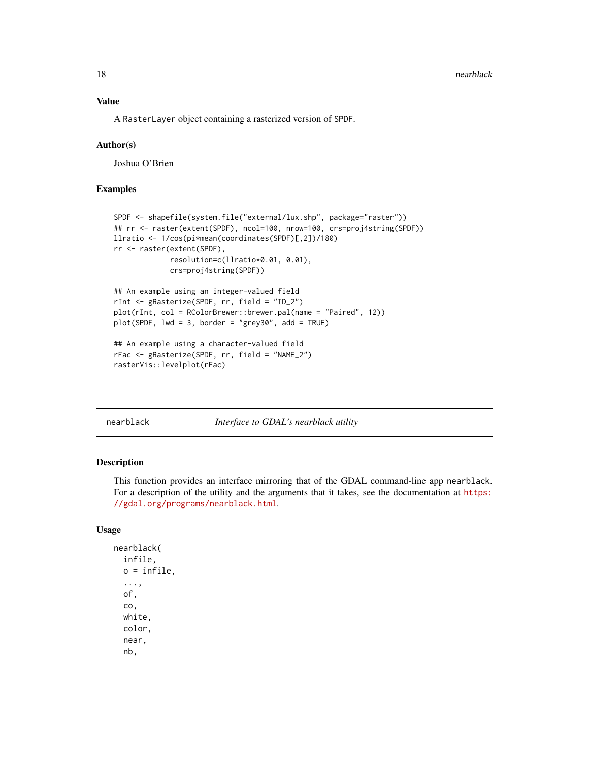### Value

A `RasterLayer` object containing a rasterized version of `SPDF`.

### Author(s)

Joshua O'Brien

### Examples

```
SPDF <- shapefile(system.file("external/lux.shp", package="raster"))
## rr <- raster(extent(SPDF), ncol=100, nrow=100, crs=proj4string(SPDF))
llratio <- 1/cos(pi*mean(coordinates(SPDF)[,2])/180)
rr <- raster(extent(SPDF),
             resolution=c(llratio*0.01, 0.01),
             crs=proj4string(SPDF))

## An example using an integer-valued field
rInt <- gRasterize(SPDF, rr, field = "ID_2")
plot(rInt, col = RColorBrewer::brewer.pal(name = "Paired", 12))
plot(SPDF, lwd = 3, border = "grey30", add = TRUE)

## An example using a character-valued field
rFac <- gRasterize(SPDF, rr, field = "NAME_2")
rasterVis::levelplot(rFac)
```

---

## `nearblack` — *Interface to GDAL's nearblack utility*

### Description

This function provides an interface mirroring that of the GDAL command-line app `nearblack`. For a description of the utility and the arguments that it takes, see the documentation at https://gdal.org/programs/nearblack.html.

### Usage

```
nearblack(
  infile,
  o = infile,
  ...,
  of,
  co,
  white,
  color,
  near,
  nb,
```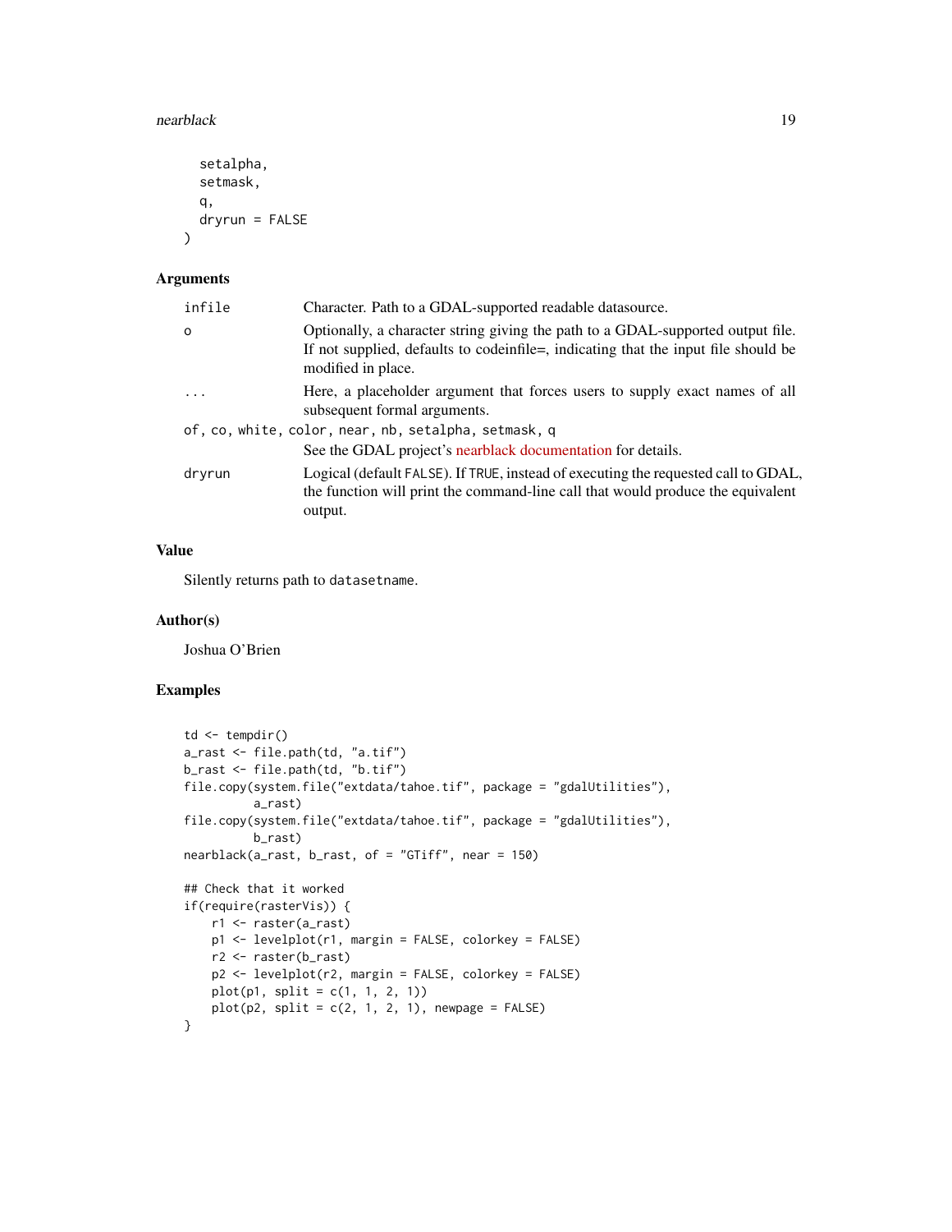```
  setalpha,
  setmask,
  q,
  dryrun = FALSE
)
```

## Arguments

| | |
|---|---|
| infile | Character. Path to a GDAL-supported readable datasource. |
| o | Optionally, a character string giving the path to a GDAL-supported output file. If not supplied, defaults to codeinfile=, indicating that the input file should be modified in place. |
| ... | Here, a placeholder argument that forces users to supply exact names of all subsequent formal arguments. |
| of, co, white, color, near, nb, setalpha, setmask, q | See the GDAL project's nearblack documentation for details. |
| dryrun | Logical (default FALSE). If TRUE, instead of executing the requested call to GDAL, the function will print the command-line call that would produce the equivalent output. |

## Value

Silently returns path to datasetname.

## Author(s)

Joshua O'Brien

## Examples

```
td <- tempdir()
a_rast <- file.path(td, "a.tif")
b_rast <- file.path(td, "b.tif")
file.copy(system.file("extdata/tahoe.tif", package = "gdalUtilities"),
          a_rast)
file.copy(system.file("extdata/tahoe.tif", package = "gdalUtilities"),
          b_rast)
nearblack(a_rast, b_rast, of = "GTiff", near = 150)

## Check that it worked
if(require(rasterVis)) {
    r1 <- raster(a_rast)
    p1 <- levelplot(r1, margin = FALSE, colorkey = FALSE)
    r2 <- raster(b_rast)
    p2 <- levelplot(r2, margin = FALSE, colorkey = FALSE)
    plot(p1, split = c(1, 1, 2, 1))
    plot(p2, split = c(2, 1, 2, 1), newpage = FALSE)
}
```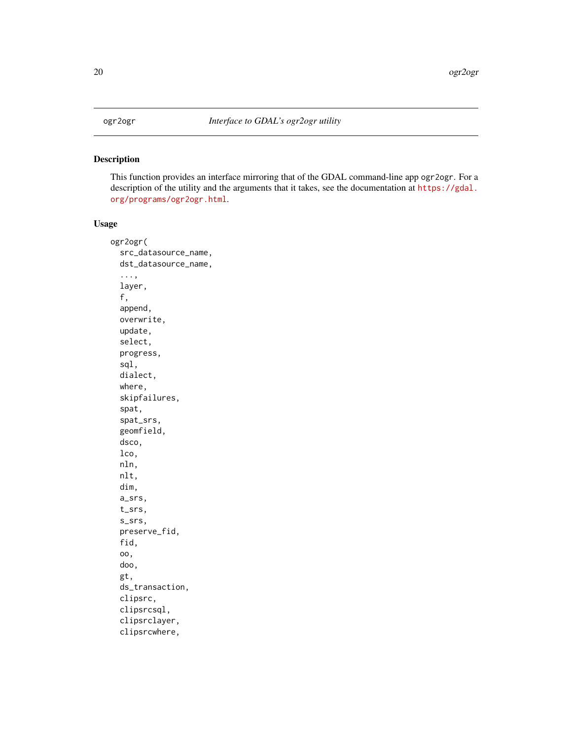ogr2ogr *Interface to GDAL's ogr2ogr utility*

## Description

This function provides an interface mirroring that of the GDAL command-line app `ogr2ogr`. For a description of the utility and the arguments that it takes, see the documentation at https://gdal.org/programs/ogr2ogr.html.

## Usage

```
ogr2ogr(
  src_datasource_name,
  dst_datasource_name,
  ...,
  layer,
  f,
  append,
  overwrite,
  update,
  select,
  progress,
  sql,
  dialect,
  where,
  skipfailures,
  spat,
  spat_srs,
  geomfield,
  dsco,
  lco,
  nln,
  nlt,
  dim,
  a_srs,
  t_srs,
  s_srs,
  preserve_fid,
  fid,
  oo,
  doo,
  gt,
  ds_transaction,
  clipsrc,
  clipsrcsql,
  clipsrclayer,
  clipsrcwhere,
```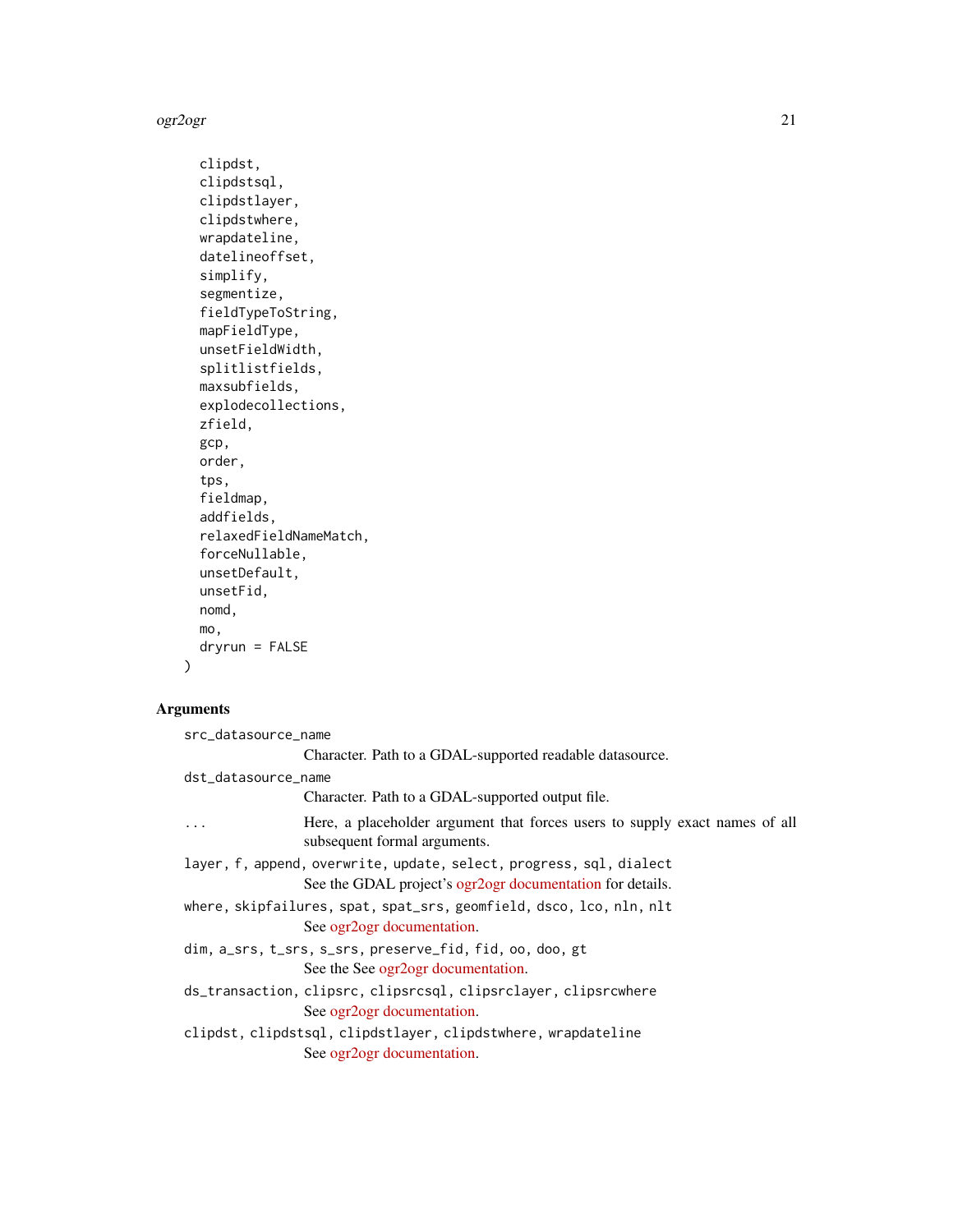```
  clipdst,
  clipdstsql,
  clipdstlayer,
  clipdstwhere,
  wrapdateline,
  datelineoffset,
  simplify,
  segmentize,
  fieldTypeToString,
  mapFieldType,
  unsetFieldWidth,
  splitlistfields,
  maxsubfields,
  explodecollections,
  zfield,
  gcp,
  order,
  tps,
  fieldmap,
  addfields,
  relaxedFieldNameMatch,
  forceNullable,
  unsetDefault,
  unsetFid,
  nomd,
  mo,
  dryrun = FALSE
)
```

### Arguments

`src_datasource_name`
: Character. Path to a GDAL-supported readable datasource.

`dst_datasource_name`
: Character. Path to a GDAL-supported output file.

`...`
: Here, a placeholder argument that forces users to supply exact names of all subsequent formal arguments.

`layer`, `f`, `append`, `overwrite`, `update`, `select`, `progress`, `sql`, `dialect`
: See the GDAL project's ogr2ogr documentation for details.

`where`, `skipfailures`, `spat`, `spat_srs`, `geomfield`, `dsco`, `lco`, `nln`, `nlt`
: See ogr2ogr documentation.

`dim`, `a_srs`, `t_srs`, `s_srs`, `preserve_fid`, `fid`, `oo`, `doo`, `gt`
: See the See ogr2ogr documentation.

`ds_transaction`, `clipsrc`, `clipsrcsql`, `clipsrclayer`, `clipsrcwhere`
: See ogr2ogr documentation.

`clipdst`, `clipdstsql`, `clipdstlayer`, `clipdstwhere`, `wrapdateline`
: See ogr2ogr documentation.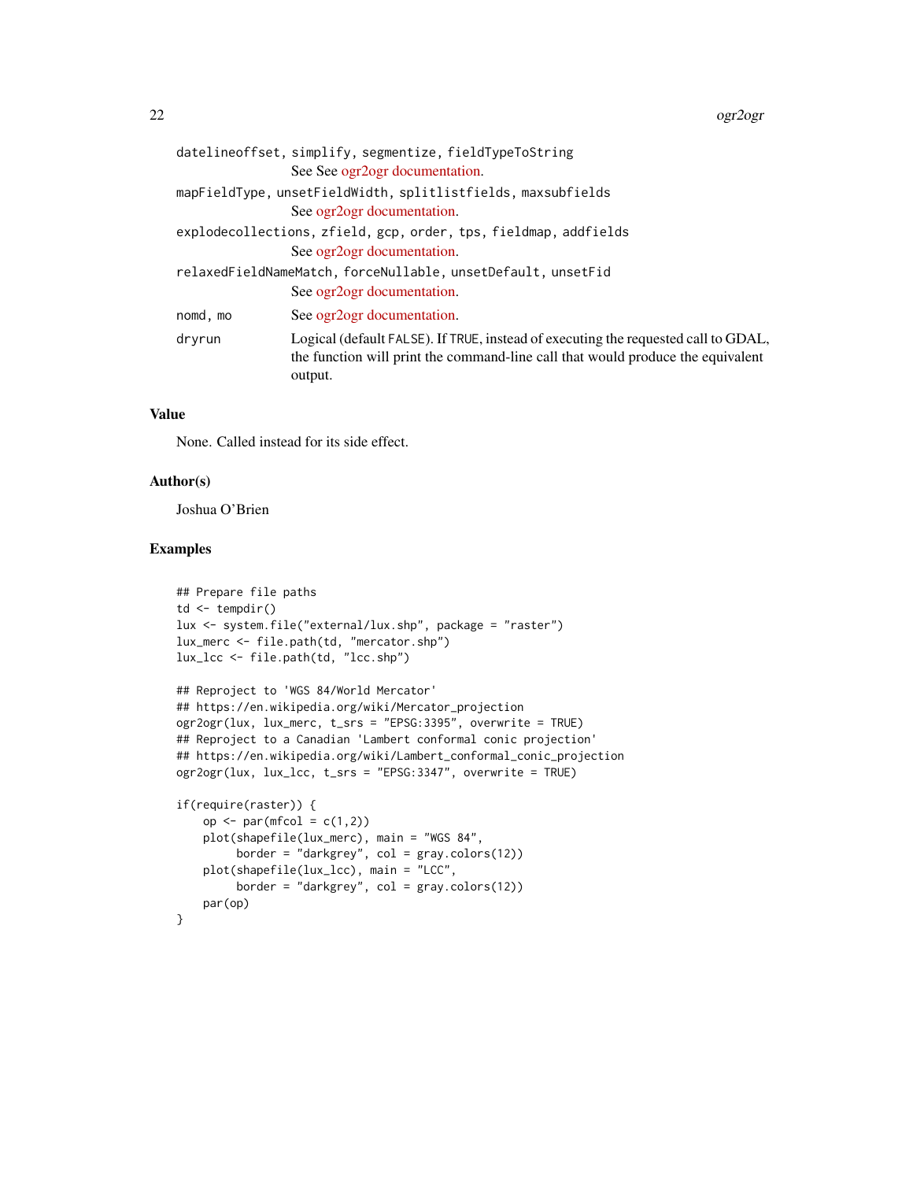`datelineoffset, simplify, segmentize, fieldTypeToString`
: See See ogr2ogr documentation.

`mapFieldType, unsetFieldWidth, splitlistfields, maxsubfields`
: See ogr2ogr documentation.

`explodecollections, zfield, gcp, order, tps, fieldmap, addfields`
: See ogr2ogr documentation.

`relaxedFieldNameMatch, forceNullable, unsetDefault, unsetFid`
: See ogr2ogr documentation.

`nomd, mo`
: See ogr2ogr documentation.

`dryrun`
: Logical (default `FALSE`). If `TRUE`, instead of executing the requested call to GDAL, the function will print the command-line call that would produce the equivalent output.

### Value

None. Called instead for its side effect.

### Author(s)

Joshua O'Brien

### Examples

```
## Prepare file paths
td <- tempdir()
lux <- system.file("external/lux.shp", package = "raster")
lux_merc <- file.path(td, "mercator.shp")
lux_lcc <- file.path(td, "lcc.shp")

## Reproject to 'WGS 84/World Mercator'
## https://en.wikipedia.org/wiki/Mercator_projection
ogr2ogr(lux, lux_merc, t_srs = "EPSG:3395", overwrite = TRUE)
## Reproject to a Canadian 'Lambert conformal conic projection'
## https://en.wikipedia.org/wiki/Lambert_conformal_conic_projection
ogr2ogr(lux, lux_lcc, t_srs = "EPSG:3347", overwrite = TRUE)

if(require(raster)) {
    op <- par(mfcol = c(1,2))
    plot(shapefile(lux_merc), main = "WGS 84",
         border = "darkgrey", col = gray.colors(12))
    plot(shapefile(lux_lcc), main = "LCC",
         border = "darkgrey", col = gray.colors(12))
    par(op)
}
```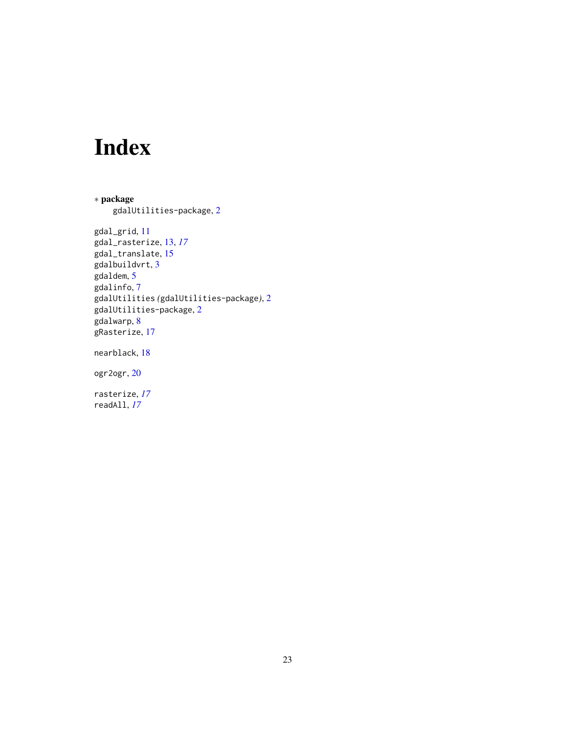# Index

∗ **package**
    gdalUtilities-package, 2

gdal_grid, 11
gdal_rasterize, 13, *17*
gdal_translate, 15
gdalbuildvrt, 3
gdaldem, 5
gdalinfo, 7
gdalUtilities (gdalUtilities-package), 2
gdalUtilities-package, 2
gdalwarp, 8
gRasterize, 17

nearblack, 18

ogr2ogr, 20

rasterize, *17*
readAll, *17*